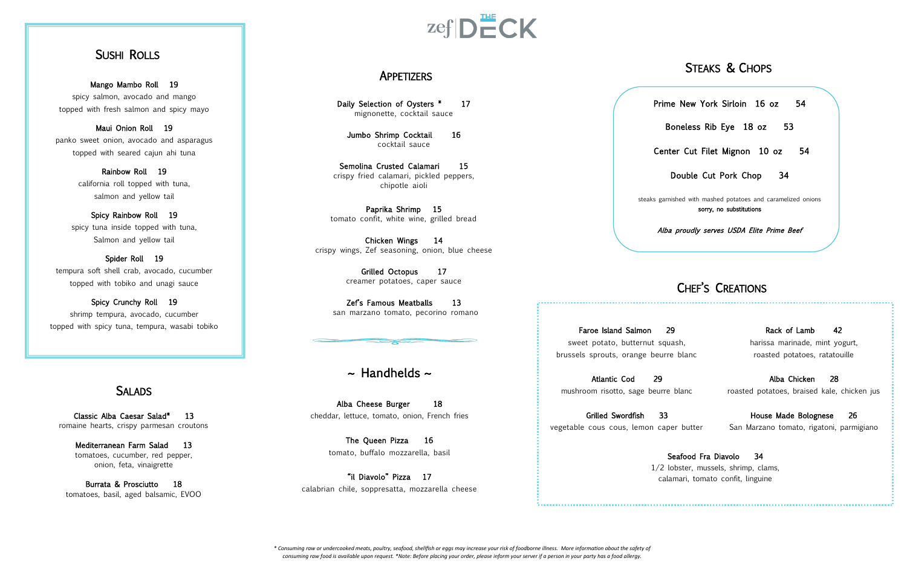# zef | THE DECK

## Sushi Rolls

**Mango Mambo Roll** 19
spicy salmon, avocado and mango
topped with fresh salmon and spicy mayo

**Maui Onion Roll** 19
panko sweet onion, avocado and asparagus
topped with seared cajun ahi tuna

**Rainbow Roll** 19
california roll topped with tuna,
salmon and yellow tail

**Spicy Rainbow Roll** 19
spicy tuna inside topped with tuna,
Salmon and yellow tail

**Spider Roll** 19
tempura soft shell crab, avocado, cucumber
topped with tobiko and unagi sauce

**Spicy Crunchy Roll** 19
shrimp tempura, avocado, cucumber
topped with spicy tuna, tempura, wasabi tobiko

## Salads

**Classic Alba Caesar Salad*** 13
romaine hearts, crispy parmesan croutons

**Mediterranean Farm Salad** 13
tomatoes, cucumber, red pepper,
onion, feta, vinaigrette

**Burrata & Prosciutto** 18
tomatoes, basil, aged balsamic, EVOO

## Appetizers

**Daily Selection of Oysters *** 17
mignonette, cocktail sauce

**Jumbo Shrimp Cocktail** 16
cocktail sauce

**Semolina Crusted Calamari** 15
crispy fried calamari, pickled peppers,
chipotle aioli

**Paprika Shrimp** 15
tomato confit, white wine, grilled bread

**Chicken Wings** 14
crispy wings, Zef seasoning, onion, blue cheese

**Grilled Octopus** 17
creamer potatoes, caper sauce

**Zef's Famous Meatballs** 13
san marzano tomato, pecorino romano

## ~ Handhelds ~

**Alba Cheese Burger** 18
cheddar, lettuce, tomato, onion, French fries

**The Queen Pizza** 16
tomato, buffalo mozzarella, basil

**"il Diavolo" Pizza** 17
calabrian chile, soppresatta, mozzarella cheese

## Steaks & Chops

**Prime New York Sirloin 16 oz** 54

**Boneless Rib Eye 18 oz** 53

**Center Cut Filet Mignon 10 oz** 54

**Double Cut Pork Chop** 34

steaks garnished with mashed potatoes and caramelized onions
**sorry, no substitutions**

*Alba proudly serves USDA Elite Prime Beef*

## Chef's Creations

**Faroe Island Salmon** 29
sweet potato, butternut squash,
brussels sprouts, orange beurre blanc

**Rack of Lamb** 42
harissa marinade, mint yogurt,
roasted potatoes, ratatouille

**Atlantic Cod** 29
mushroom risotto, sage beurre blanc

**Alba Chicken** 28
roasted potatoes, braised kale, chicken jus

**Grilled Swordfish** 33
vegetable cous cous, lemon caper butter

**House Made Bolognese** 26
San Marzano tomato, rigatoni, parmigiano

**Seafood Fra Diavolo** 34
1/2 lobster, mussels, shrimp, clams,
calamari, tomato confit, linguine

*\* Consuming raw or undercooked meats, poultry, seafood, shellfish or eggs may increase your risk of foodborne illness. More information about the safety of consuming raw food is available upon request. \*Note: Before placing your order, please inform your server if a person in your party has a food allergy.*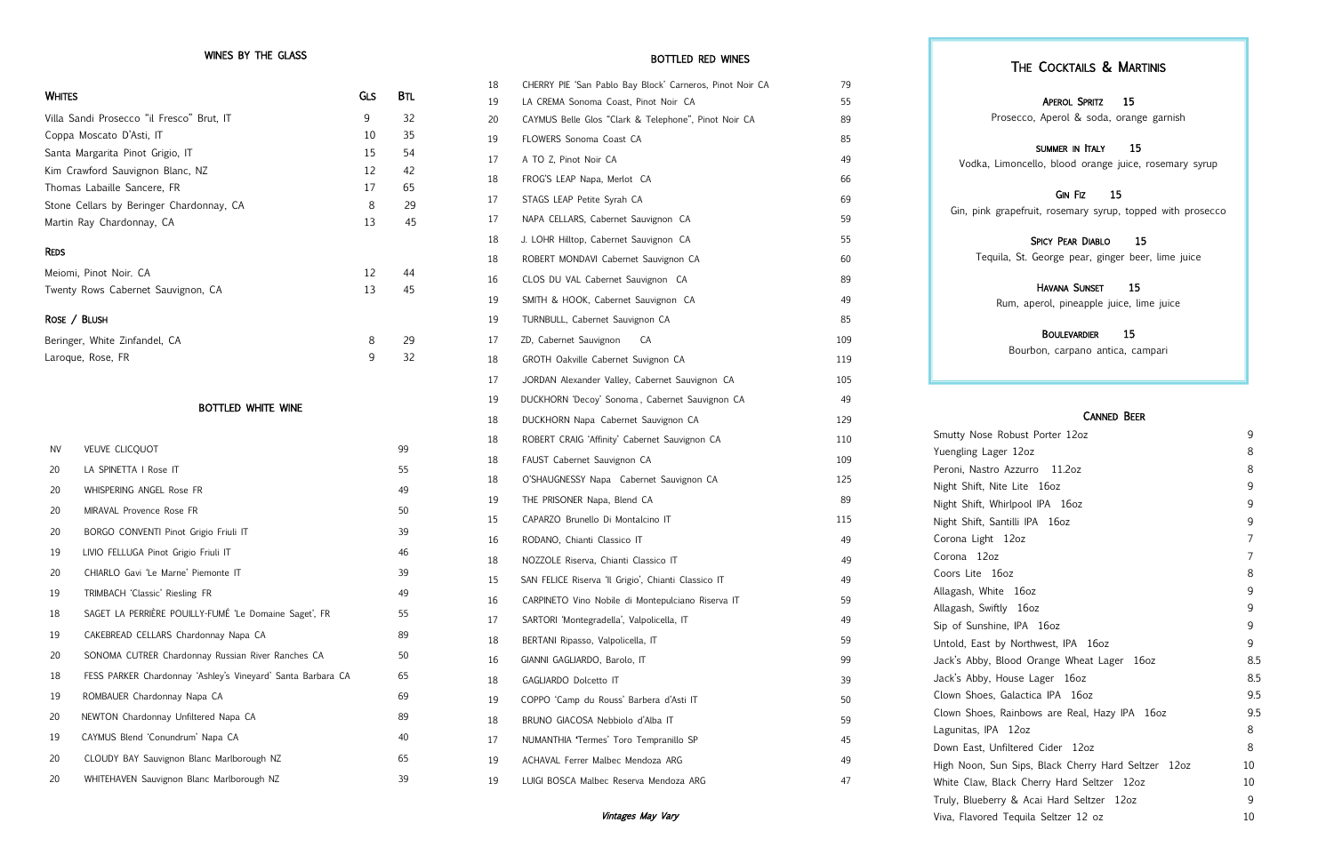## WINES BY THE GLASS

| WHITES | GLS | BTL |
|---|---|---|
| Villa Sandi Prosecco "il Fresco" Brut, IT | 9 | 32 |
| Coppa Moscato D'Asti, IT | 10 | 35 |
| Santa Margarita Pinot Grigio, IT | 15 | 54 |
| Kim Crawford Sauvignon Blanc, NZ | 12 | 42 |
| Thomas Labaille Sancere, FR | 17 | 65 |
| Stone Cellars by Beringer Chardonnay, CA | 8 | 29 |
| Martin Ray Chardonnay, CA | 13 | 45 |
| **REDS** | | |
| Meiomi, Pinot Noir. CA | 12 | 44 |
| Twenty Rows Cabernet Sauvignon, CA | 13 | 45 |
| **ROSE / BLUSH** | | |
| Beringer, White Zinfandel, CA | 8 | 29 |
| Laroque, Rose, FR | 9 | 32 |

## BOTTLED WHITE WINE

| | | |
|---|---|---|
| NV | VEUVE CLICQUOT | 99 |
| 20 | LA SPINETTA I Rose IT | 55 |
| 20 | WHISPERING ANGEL Rose FR | 49 |
| 20 | MIRAVAL Provence Rose FR | 50 |
| 20 | BORGO CONVENTI Pinot Grigio Friuli IT | 39 |
| 19 | LIVIO FELLUGA Pinot Grigio Friuli IT | 46 |
| 20 | CHIARLO Gavi 'Le Marne' Piemonte IT | 39 |
| 19 | TRIMBACH 'Classic' Riesling FR | 49 |
| 18 | SAGET LA PERRIÈRE POUILLY-FUMÉ 'Le Domaine Saget', FR | 55 |
| 19 | CAKEBREAD CELLARS Chardonnay Napa CA | 89 |
| 20 | SONOMA CUTRER Chardonnay Russian River Ranches CA | 50 |
| 18 | FESS PARKER Chardonnay 'Ashley's Vineyard' Santa Barbara CA | 65 |
| 19 | ROMBAUER Chardonnay Napa CA | 69 |
| 20 | NEWTON Chardonnay Unfiltered Napa CA | 89 |
| 19 | CAYMUS Blend 'Conundrum' Napa CA | 40 |
| 20 | CLOUDY BAY Sauvignon Blanc Marlborough NZ | 65 |
| 20 | WHITEHAVEN Sauvignon Blanc Marlborough NZ | 39 |

## BOTTLED RED WINES

| | | |
|---|---|---|
| 18 | CHERRY PIE 'San Pablo Bay Block' Carneros, Pinot Noir CA | 79 |
| 19 | LA CREMA Sonoma Coast, Pinot Noir CA | 55 |
| 20 | CAYMUS Belle Glos "Clark & Telephone", Pinot Noir CA | 89 |
| 19 | FLOWERS Sonoma Coast CA | 85 |
| 17 | A TO Z, Pinot Noir CA | 49 |
| 18 | FROG'S LEAP Napa, Merlot CA | 66 |
| 17 | STAGS LEAP Petite Syrah CA | 69 |
| 17 | NAPA CELLARS, Cabernet Sauvignon CA | 59 |
| 18 | J. LOHR Hilltop, Cabernet Sauvignon CA | 55 |
| 18 | ROBERT MONDAVI Cabernet Sauvignon CA | 60 |
| 16 | CLOS DU VAL Cabernet Sauvignon CA | 89 |
| 19 | SMITH & HOOK, Cabernet Sauvignon CA | 49 |
| 19 | TURNBULL, Cabernet Sauvignon CA | 85 |
| 17 | ZD, Cabernet Sauvignon CA | 109 |
| 18 | GROTH Oakville Cabernet Suvignon CA | 119 |
| 17 | JORDAN Alexander Valley, Cabernet Sauvignon CA | 105 |
| 19 | DUCKHORN 'Decoy' Sonoma , Cabernet Sauvignon CA | 49 |
| 18 | DUCKHORN Napa Cabernet Sauvignon CA | 129 |
| 18 | ROBERT CRAIG 'Affinity' Cabernet Sauvignon CA | 110 |
| 18 | FAUST Cabernet Sauvignon CA | 109 |
| 18 | O'SHAUGNESSY Napa Cabernet Sauvignon CA | 125 |
| 19 | THE PRISONER Napa, Blend CA | 89 |
| 15 | CAPARZO Brunello Di Montalcino IT | 115 |
| 16 | RODANO, Chianti Classico IT | 49 |
| 18 | NOZZOLE Riserva, Chianti Classico IT | 49 |
| 15 | SAN FELICE Riserva 'Il Grigio', Chianti Classico IT | 49 |
| 16 | CARPINETO Vino Nobile di Montepulciano Riserva IT | 59 |
| 17 | SARTORI 'Montegradella', Valpolicella, IT | 49 |
| 18 | BERTANI Ripasso, Valpolicella, IT | 59 |
| 16 | GIANNI GAGLIARDO, Barolo, IT | 99 |
| 18 | GAGLIARDO Dolcetto IT | 39 |
| 19 | COPPO 'Camp du Rouss' Barbera d'Asti IT | 50 |
| 18 | BRUNO GIACOSA Nebbiolo d'Alba IT | 59 |
| 17 | NUMANTHIA "Termes' Toro Tempranillo SP | 45 |
| 19 | ACHAVAL Ferrer Malbec Mendoza ARG | 49 |
| 19 | LUIGI BOSCA Malbec Reserva Mendoza ARG | 47 |

*Vintages May Vary*

## THE COCKTAILS & MARTINIS

**APEROL SPRITZ 15**
Prosecco, Aperol & soda, orange garnish

**SUMMER IN ITALY 15**
Vodka, Limoncello, blood orange juice, rosemary syrup

**GIN FIZ 15**
Gin, pink grapefruit, rosemary syrup, topped with prosecco

**SPICY PEAR DIABLO 15**
Tequila, St. George pear, ginger beer, lime juice

**HAVANA SUNSET 15**
Rum, aperol, pineapple juice, lime juice

**BOULEVARDIER 15**
Bourbon, carpano antica, campari

## CANNED BEER

| | |
|---|---|
| Smutty Nose Robust Porter 12oz | 9 |
| Yuengling Lager 12oz | 8 |
| Peroni, Nastro Azzurro 11.2oz | 8 |
| Night Shift, Nite Lite 16oz | 9 |
| Night Shift, Whirlpool IPA 16oz | 9 |
| Night Shift, Santilli IPA 16oz | 9 |
| Corona Light 12oz | 7 |
| Corona 12oz | 7 |
| Coors Lite 16oz | 8 |
| Allagash, White 16oz | 9 |
| Allagash, Swiftly 16oz | 9 |
| Sip of Sunshine, IPA 16oz | 9 |
| Untold, East by Northwest, IPA 16oz | 9 |
| Jack's Abby, Blood Orange Wheat Lager 16oz | 8.5 |
| Jack's Abby, House Lager 16oz | 8.5 |
| Clown Shoes, Galactica IPA 16oz | 9.5 |
| Clown Shoes, Rainbows are Real, Hazy IPA 16oz | 9.5 |
| Lagunitas, IPA 12oz | 8 |
| Down East, Unfiltered Cider 12oz | 8 |
| High Noon, Sun Sips, Black Cherry Hard Seltzer 12oz | 10 |
| White Claw, Black Cherry Hard Seltzer 12oz | 10 |
| Truly, Blueberry & Acai Hard Seltzer 12oz | 9 |
| Viva, Flavored Tequila Seltzer 12 oz | 10 |